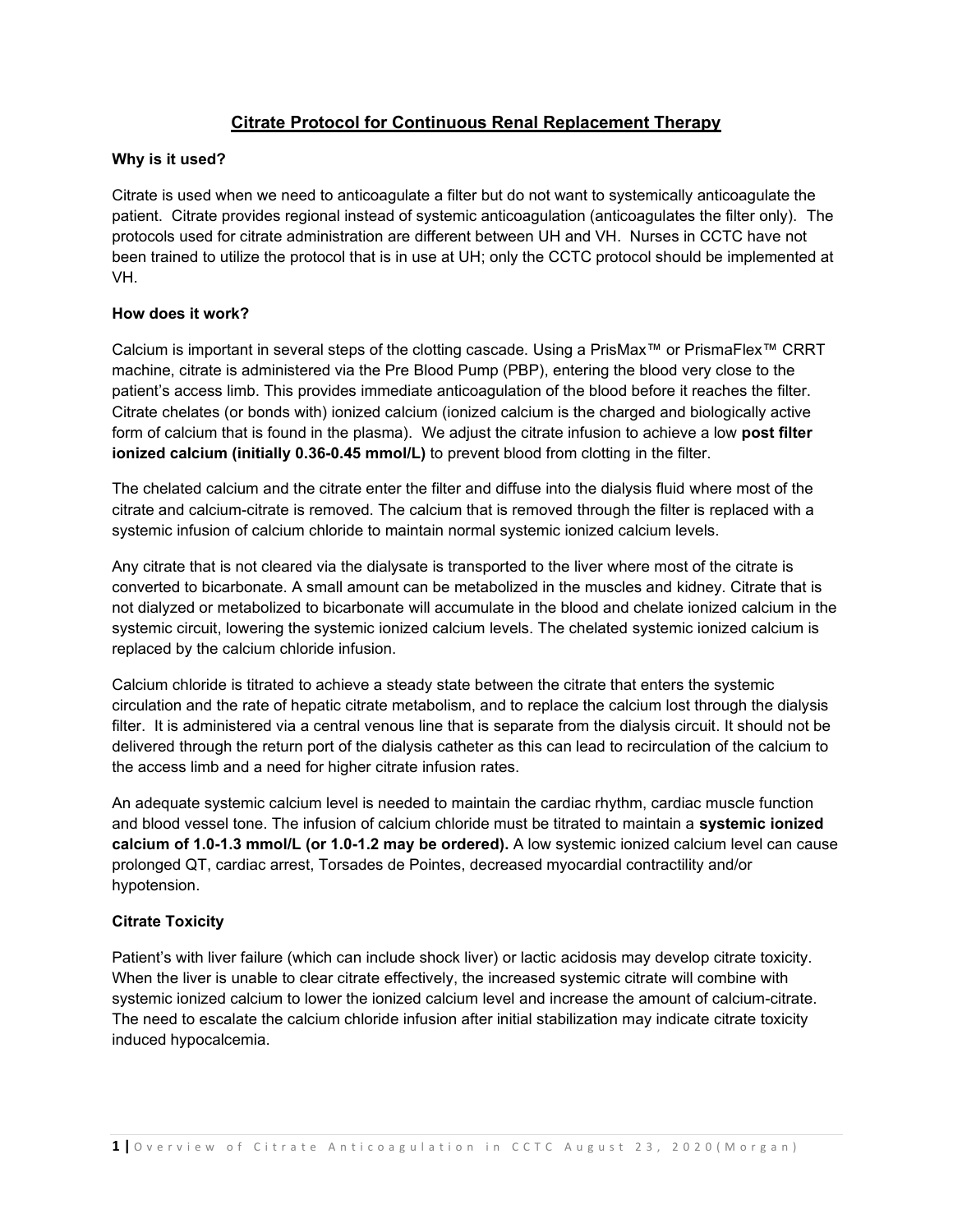# Citrate Protocol for Continuous Renal Replacement Therapy

**Why is it used?**

Citrate is used when we need to anticoagulate a filter but do not want to systemically anticoagulate the patient. Citrate provides regional instead of systemic anticoagulation (anticoagulates the filter only). The protocols used for citrate administration are different between UH and VH. Nurses in CCTC have not been trained to utilize the protocol that is in use at UH; only the CCTC protocol should be implemented at VH.

**How does it work?**

Calcium is important in several steps of the clotting cascade. Using a PrisMax™ or PrismaFlex™ CRRT machine, citrate is administered via the Pre Blood Pump (PBP), entering the blood very close to the patient's access limb. This provides immediate anticoagulation of the blood before it reaches the filter. Citrate chelates (or bonds with) ionized calcium (ionized calcium is the charged and biologically active form of calcium that is found in the plasma). We adjust the citrate infusion to achieve a low **post filter ionized calcium (initially 0.36-0.45 mmol/L)** to prevent blood from clotting in the filter.

The chelated calcium and the citrate enter the filter and diffuse into the dialysis fluid where most of the citrate and calcium-citrate is removed. The calcium that is removed through the filter is replaced with a systemic infusion of calcium chloride to maintain normal systemic ionized calcium levels.

Any citrate that is not cleared via the dialysate is transported to the liver where most of the citrate is converted to bicarbonate. A small amount can be metabolized in the muscles and kidney. Citrate that is not dialyzed or metabolized to bicarbonate will accumulate in the blood and chelate ionized calcium in the systemic circuit, lowering the systemic ionized calcium levels. The chelated systemic ionized calcium is replaced by the calcium chloride infusion.

Calcium chloride is titrated to achieve a steady state between the citrate that enters the systemic circulation and the rate of hepatic citrate metabolism, and to replace the calcium lost through the dialysis filter. It is administered via a central venous line that is separate from the dialysis circuit. It should not be delivered through the return port of the dialysis catheter as this can lead to recirculation of the calcium to the access limb and a need for higher citrate infusion rates.

An adequate systemic calcium level is needed to maintain the cardiac rhythm, cardiac muscle function and blood vessel tone. The infusion of calcium chloride must be titrated to maintain a **systemic ionized calcium of 1.0-1.3 mmol/L (or 1.0-1.2 may be ordered).** A low systemic ionized calcium level can cause prolonged QT, cardiac arrest, Torsades de Pointes, decreased myocardial contractility and/or hypotension.

**Citrate Toxicity**

Patient's with liver failure (which can include shock liver) or lactic acidosis may develop citrate toxicity. When the liver is unable to clear citrate effectively, the increased systemic citrate will combine with systemic ionized calcium to lower the ionized calcium level and increase the amount of calcium-citrate. The need to escalate the calcium chloride infusion after initial stabilization may indicate citrate toxicity induced hypocalcemia.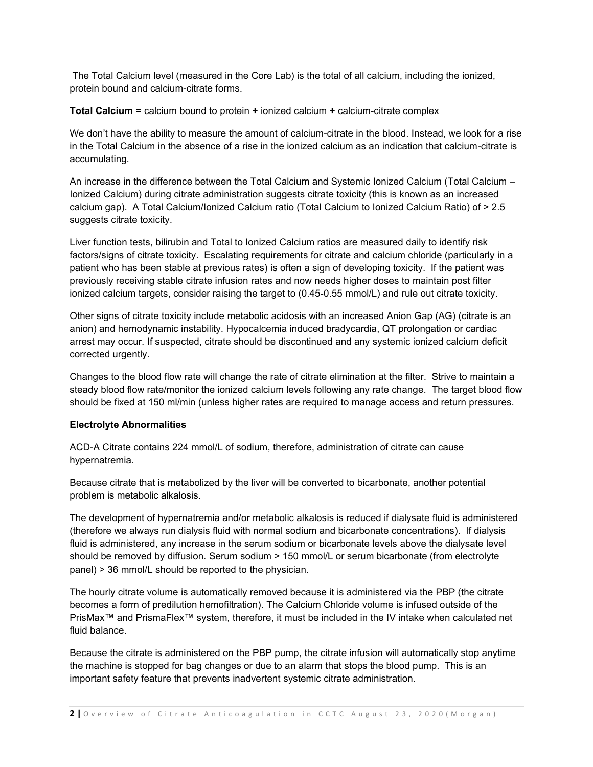The Total Calcium level (measured in the Core Lab) is the total of all calcium, including the ionized, protein bound and calcium-citrate forms.

**Total Calcium** = calcium bound to protein **+** ionized calcium **+** calcium-citrate complex

We don't have the ability to measure the amount of calcium-citrate in the blood. Instead, we look for a rise in the Total Calcium in the absence of a rise in the ionized calcium as an indication that calcium-citrate is accumulating.

An increase in the difference between the Total Calcium and Systemic Ionized Calcium (Total Calcium – Ionized Calcium) during citrate administration suggests citrate toxicity (this is known as an increased calcium gap). A Total Calcium/Ionized Calcium ratio (Total Calcium to Ionized Calcium Ratio) of > 2.5 suggests citrate toxicity.

Liver function tests, bilirubin and Total to Ionized Calcium ratios are measured daily to identify risk factors/signs of citrate toxicity. Escalating requirements for citrate and calcium chloride (particularly in a patient who has been stable at previous rates) is often a sign of developing toxicity. If the patient was previously receiving stable citrate infusion rates and now needs higher doses to maintain post filter ionized calcium targets, consider raising the target to (0.45-0.55 mmol/L) and rule out citrate toxicity.

Other signs of citrate toxicity include metabolic acidosis with an increased Anion Gap (AG) (citrate is an anion) and hemodynamic instability. Hypocalcemia induced bradycardia, QT prolongation or cardiac arrest may occur. If suspected, citrate should be discontinued and any systemic ionized calcium deficit corrected urgently.

Changes to the blood flow rate will change the rate of citrate elimination at the filter. Strive to maintain a steady blood flow rate/monitor the ionized calcium levels following any rate change. The target blood flow should be fixed at 150 ml/min (unless higher rates are required to manage access and return pressures.

**Electrolyte Abnormalities**

ACD-A Citrate contains 224 mmol/L of sodium, therefore, administration of citrate can cause hypernatremia.

Because citrate that is metabolized by the liver will be converted to bicarbonate, another potential problem is metabolic alkalosis.

The development of hypernatremia and/or metabolic alkalosis is reduced if dialysate fluid is administered (therefore we always run dialysis fluid with normal sodium and bicarbonate concentrations). If dialysis fluid is administered, any increase in the serum sodium or bicarbonate levels above the dialysate level should be removed by diffusion. Serum sodium > 150 mmol/L or serum bicarbonate (from electrolyte panel) > 36 mmol/L should be reported to the physician.

The hourly citrate volume is automatically removed because it is administered via the PBP (the citrate becomes a form of predilution hemofiltration). The Calcium Chloride volume is infused outside of the PrisMax™ and PrismaFlex™ system, therefore, it must be included in the IV intake when calculated net fluid balance.

Because the citrate is administered on the PBP pump, the citrate infusion will automatically stop anytime the machine is stopped for bag changes or due to an alarm that stops the blood pump. This is an important safety feature that prevents inadvertent systemic citrate administration.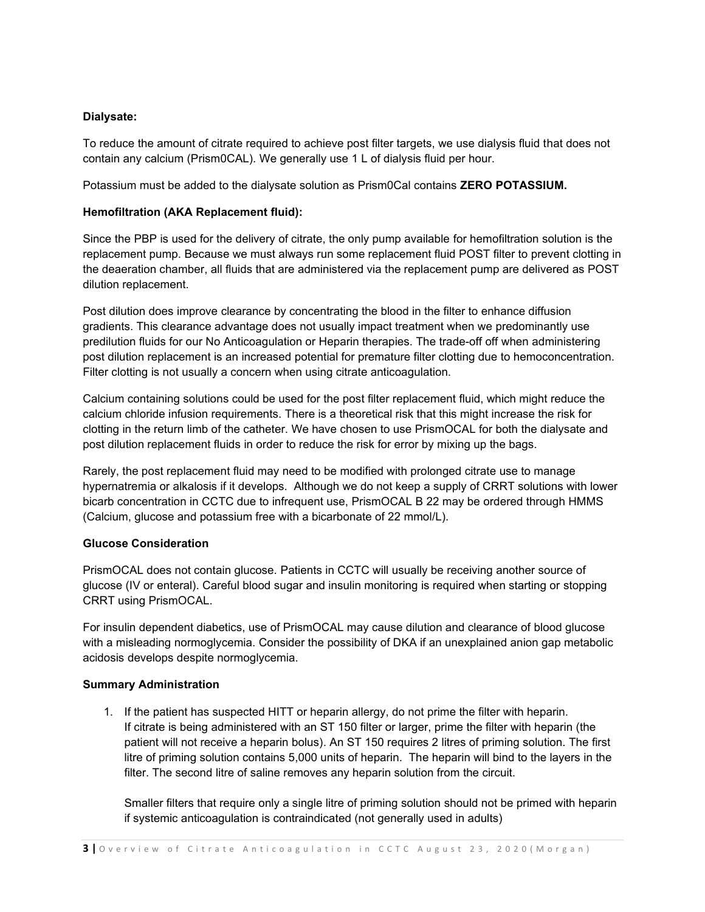**Dialysate:**

To reduce the amount of citrate required to achieve post filter targets, we use dialysis fluid that does not contain any calcium (Prism0CAL). We generally use 1 L of dialysis fluid per hour.

Potassium must be added to the dialysate solution as Prism0Cal contains **ZERO POTASSIUM.**

**Hemofiltration (AKA Replacement fluid):**

Since the PBP is used for the delivery of citrate, the only pump available for hemofiltration solution is the replacement pump. Because we must always run some replacement fluid POST filter to prevent clotting in the deaeration chamber, all fluids that are administered via the replacement pump are delivered as POST dilution replacement.

Post dilution does improve clearance by concentrating the blood in the filter to enhance diffusion gradients. This clearance advantage does not usually impact treatment when we predominantly use predilution fluids for our No Anticoagulation or Heparin therapies. The trade-off off when administering post dilution replacement is an increased potential for premature filter clotting due to hemoconcentration. Filter clotting is not usually a concern when using citrate anticoagulation.

Calcium containing solutions could be used for the post filter replacement fluid, which might reduce the calcium chloride infusion requirements. There is a theoretical risk that this might increase the risk for clotting in the return limb of the catheter. We have chosen to use PrismOCAL for both the dialysate and post dilution replacement fluids in order to reduce the risk for error by mixing up the bags.

Rarely, the post replacement fluid may need to be modified with prolonged citrate use to manage hypernatremia or alkalosis if it develops. Although we do not keep a supply of CRRT solutions with lower bicarb concentration in CCTC due to infrequent use, PrismOCAL B 22 may be ordered through HMMS (Calcium, glucose and potassium free with a bicarbonate of 22 mmol/L).

**Glucose Consideration**

PrismOCAL does not contain glucose. Patients in CCTC will usually be receiving another source of glucose (IV or enteral). Careful blood sugar and insulin monitoring is required when starting or stopping CRRT using PrismOCAL.

For insulin dependent diabetics, use of PrismOCAL may cause dilution and clearance of blood glucose with a misleading normoglycemia. Consider the possibility of DKA if an unexplained anion gap metabolic acidosis develops despite normoglycemia.

**Summary Administration**

1. If the patient has suspected HITT or heparin allergy, do not prime the filter with heparin. If citrate is being administered with an ST 150 filter or larger, prime the filter with heparin (the patient will not receive a heparin bolus). An ST 150 requires 2 litres of priming solution. The first litre of priming solution contains 5,000 units of heparin. The heparin will bind to the layers in the filter. The second litre of saline removes any heparin solution from the circuit.

   Smaller filters that require only a single litre of priming solution should not be primed with heparin if systemic anticoagulation is contraindicated (not generally used in adults)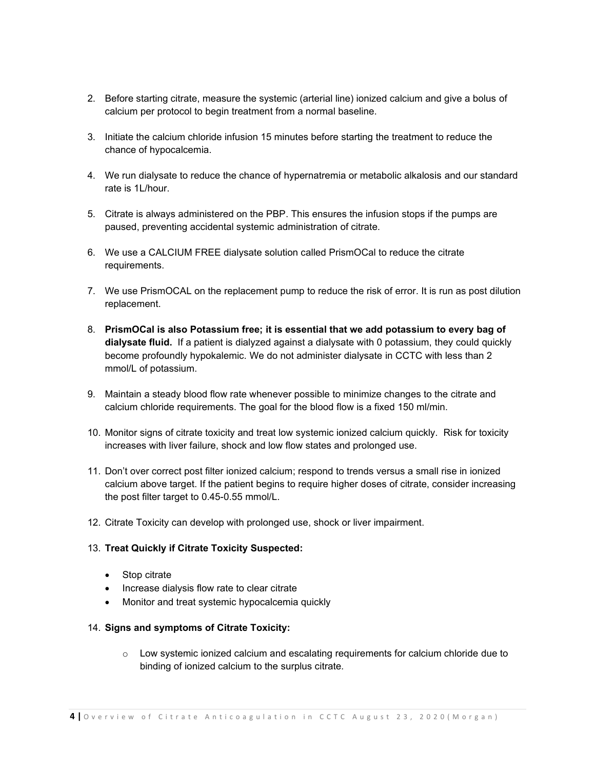2. Before starting citrate, measure the systemic (arterial line) ionized calcium and give a bolus of calcium per protocol to begin treatment from a normal baseline.

3. Initiate the calcium chloride infusion 15 minutes before starting the treatment to reduce the chance of hypocalcemia.

4. We run dialysate to reduce the chance of hypernatremia or metabolic alkalosis and our standard rate is 1L/hour.

5. Citrate is always administered on the PBP. This ensures the infusion stops if the pumps are paused, preventing accidental systemic administration of citrate.

6. We use a CALCIUM FREE dialysate solution called PrismOCal to reduce the citrate requirements.

7. We use PrismOCAL on the replacement pump to reduce the risk of error. It is run as post dilution replacement.

8. **PrismOCal is also Potassium free; it is essential that we add potassium to every bag of dialysate fluid.** If a patient is dialyzed against a dialysate with 0 potassium, they could quickly become profoundly hypokalemic. We do not administer dialysate in CCTC with less than 2 mmol/L of potassium.

9. Maintain a steady blood flow rate whenever possible to minimize changes to the citrate and calcium chloride requirements. The goal for the blood flow is a fixed 150 ml/min.

10. Monitor signs of citrate toxicity and treat low systemic ionized calcium quickly. Risk for toxicity increases with liver failure, shock and low flow states and prolonged use.

11. Don't over correct post filter ionized calcium; respond to trends versus a small rise in ionized calcium above target. If the patient begins to require higher doses of citrate, consider increasing the post filter target to 0.45-0.55 mmol/L.

12. Citrate Toxicity can develop with prolonged use, shock or liver impairment.

13. **Treat Quickly if Citrate Toxicity Suspected:**

    - Stop citrate
    - Increase dialysis flow rate to clear citrate
    - Monitor and treat systemic hypocalcemia quickly

14. **Signs and symptoms of Citrate Toxicity:**

    - Low systemic ionized calcium and escalating requirements for calcium chloride due to binding of ionized calcium to the surplus citrate.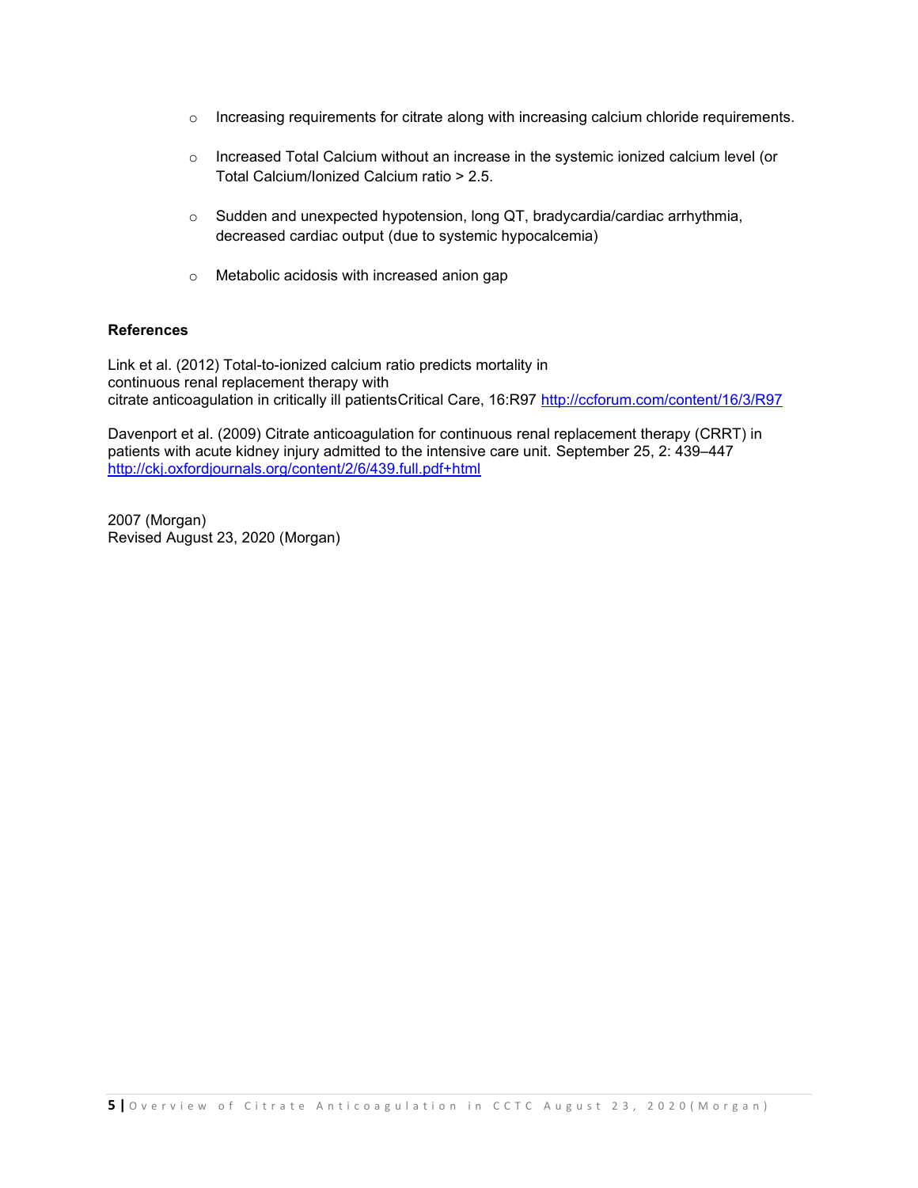- Increasing requirements for citrate along with increasing calcium chloride requirements.
- Increased Total Calcium without an increase in the systemic ionized calcium level (or Total Calcium/Ionized Calcium ratio > 2.5.
- Sudden and unexpected hypotension, long QT, bradycardia/cardiac arrhythmia, decreased cardiac output (due to systemic hypocalcemia)
- Metabolic acidosis with increased anion gap

**References**

Link et al. (2012) Total-to-ionized calcium ratio predicts mortality in continuous renal replacement therapy with citrate anticoagulation in critically ill patientsCritical Care, 16:R97 http://ccforum.com/content/16/3/R97

Davenport et al. (2009) Citrate anticoagulation for continuous renal replacement therapy (CRRT) in patients with acute kidney injury admitted to the intensive care unit. September 25, 2: 439–447 http://ckj.oxfordjournals.org/content/2/6/439.full.pdf+html

2007 (Morgan)
Revised August 23, 2020 (Morgan)